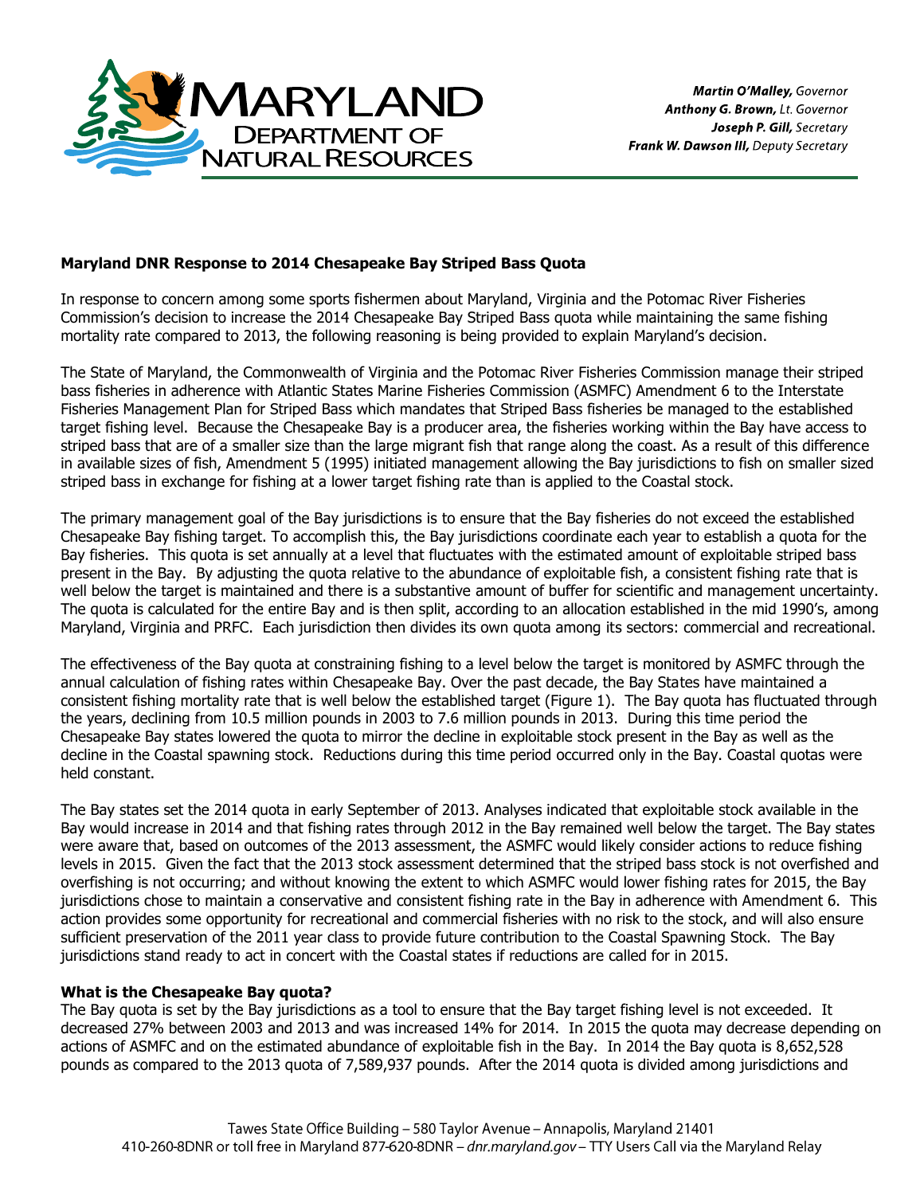Martin O'Malley, *Governor*
Anthony G. Brown, *Lt. Governor*
Joseph P. Gill, *Secretary*
Frank W. Dawson III, *Deputy Secretary*

**Maryland DNR Response to 2014 Chesapeake Bay Striped Bass Quota**

In response to concern among some sports fishermen about Maryland, Virginia and the Potomac River Fisheries Commission's decision to increase the 2014 Chesapeake Bay Striped Bass quota while maintaining the same fishing mortality rate compared to 2013, the following reasoning is being provided to explain Maryland's decision.

The State of Maryland, the Commonwealth of Virginia and the Potomac River Fisheries Commission manage their striped bass fisheries in adherence with Atlantic States Marine Fisheries Commission (ASMFC) Amendment 6 to the Interstate Fisheries Management Plan for Striped Bass which mandates that Striped Bass fisheries be managed to the established target fishing level. Because the Chesapeake Bay is a producer area, the fisheries working within the Bay have access to striped bass that are of a smaller size than the large migrant fish that range along the coast. As a result of this difference in available sizes of fish, Amendment 5 (1995) initiated management allowing the Bay jurisdictions to fish on smaller sized striped bass in exchange for fishing at a lower target fishing rate than is applied to the Coastal stock.

The primary management goal of the Bay jurisdictions is to ensure that the Bay fisheries do not exceed the established Chesapeake Bay fishing target. To accomplish this, the Bay jurisdictions coordinate each year to establish a quota for the Bay fisheries. This quota is set annually at a level that fluctuates with the estimated amount of exploitable striped bass present in the Bay. By adjusting the quota relative to the abundance of exploitable fish, a consistent fishing rate that is well below the target is maintained and there is a substantive amount of buffer for scientific and management uncertainty. The quota is calculated for the entire Bay and is then split, according to an allocation established in the mid 1990's, among Maryland, Virginia and PRFC. Each jurisdiction then divides its own quota among its sectors: commercial and recreational.

The effectiveness of the Bay quota at constraining fishing to a level below the target is monitored by ASMFC through the annual calculation of fishing rates within Chesapeake Bay. Over the past decade, the Bay States have maintained a consistent fishing mortality rate that is well below the established target (Figure 1). The Bay quota has fluctuated through the years, declining from 10.5 million pounds in 2003 to 7.6 million pounds in 2013. During this time period the Chesapeake Bay states lowered the quota to mirror the decline in exploitable stock present in the Bay as well as the decline in the Coastal spawning stock. Reductions during this time period occurred only in the Bay. Coastal quotas were held constant.

The Bay states set the 2014 quota in early September of 2013. Analyses indicated that exploitable stock available in the Bay would increase in 2014 and that fishing rates through 2012 in the Bay remained well below the target. The Bay states were aware that, based on outcomes of the 2013 assessment, the ASMFC would likely consider actions to reduce fishing levels in 2015. Given the fact that the 2013 stock assessment determined that the striped bass stock is not overfished and overfishing is not occurring; and without knowing the extent to which ASMFC would lower fishing rates for 2015, the Bay jurisdictions chose to maintain a conservative and consistent fishing rate in the Bay in adherence with Amendment 6. This action provides some opportunity for recreational and commercial fisheries with no risk to the stock, and will also ensure sufficient preservation of the 2011 year class to provide future contribution to the Coastal Spawning Stock. The Bay jurisdictions stand ready to act in concert with the Coastal states if reductions are called for in 2015.

**What is the Chesapeake Bay quota?**

The Bay quota is set by the Bay jurisdictions as a tool to ensure that the Bay target fishing level is not exceeded. It decreased 27% between 2003 and 2013 and was increased 14% for 2014. In 2015 the quota may decrease depending on actions of ASMFC and on the estimated abundance of exploitable fish in the Bay. In 2014 the Bay quota is 8,652,528 pounds as compared to the 2013 quota of 7,589,937 pounds. After the 2014 quota is divided among jurisdictions and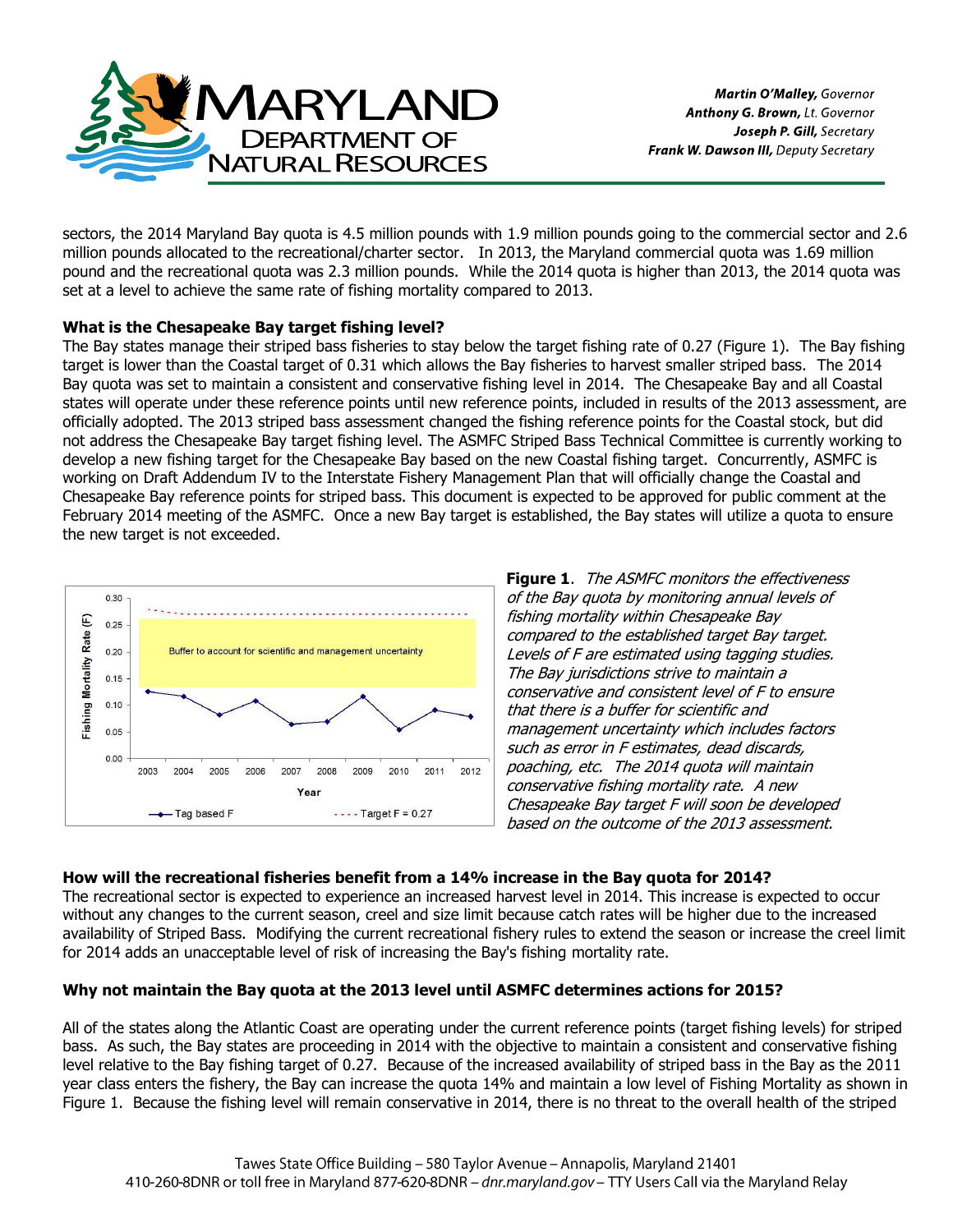sectors, the 2014 Maryland Bay quota is 4.5 million pounds with 1.9 million pounds going to the commercial sector and 2.6 million pounds allocated to the recreational/charter sector. In 2013, the Maryland commercial quota was 1.69 million pound and the recreational quota was 2.3 million pounds. While the 2014 quota is higher than 2013, the 2014 quota was set at a level to achieve the same rate of fishing mortality compared to 2013.

**What is the Chesapeake Bay target fishing level?**

The Bay states manage their striped bass fisheries to stay below the target fishing rate of 0.27 (Figure 1). The Bay fishing target is lower than the Coastal target of 0.31 which allows the Bay fisheries to harvest smaller striped bass. The 2014 Bay quota was set to maintain a consistent and conservative fishing level in 2014. The Chesapeake Bay and all Coastal states will operate under these reference points until new reference points, included in results of the 2013 assessment, are officially adopted. The 2013 striped bass assessment changed the fishing reference points for the Coastal stock, but did not address the Chesapeake Bay target fishing level. The ASMFC Striped Bass Technical Committee is currently working to develop a new fishing target for the Chesapeake Bay based on the new Coastal fishing target. Concurrently, ASMFC is working on Draft Addendum IV to the Interstate Fishery Management Plan that will officially change the Coastal and Chesapeake Bay reference points for striped bass. This document is expected to be approved for public comment at the February 2014 meeting of the ASMFC. Once a new Bay target is established, the Bay states will utilize a quota to ensure the new target is not exceeded.

**Figure 1**. *The ASMFC monitors the effectiveness of the Bay quota by monitoring annual levels of fishing mortality within Chesapeake Bay compared to the established target Bay target. Levels of F are estimated using tagging studies. The Bay jurisdictions strive to maintain a conservative and consistent level of F to ensure that there is a buffer for scientific and management uncertainty which includes factors such as error in F estimates, dead discards, poaching, etc. The 2014 quota will maintain conservative fishing mortality rate. A new Chesapeake Bay target F will soon be developed based on the outcome of the 2013 assessment.*

**How will the recreational fisheries benefit from a 14% increase in the Bay quota for 2014?**

The recreational sector is expected to experience an increased harvest level in 2014. This increase is expected to occur without any changes to the current season, creel and size limit because catch rates will be higher due to the increased availability of Striped Bass. Modifying the current recreational fishery rules to extend the season or increase the creel limit for 2014 adds an unacceptable level of risk of increasing the Bay's fishing mortality rate.

**Why not maintain the Bay quota at the 2013 level until ASMFC determines actions for 2015?**

All of the states along the Atlantic Coast are operating under the current reference points (target fishing levels) for striped bass. As such, the Bay states are proceeding in 2014 with the objective to maintain a consistent and conservative fishing level relative to the Bay fishing target of 0.27. Because of the increased availability of striped bass in the Bay as the 2011 year class enters the fishery, the Bay can increase the quota 14% and maintain a low level of Fishing Mortality as shown in Figure 1. Because the fishing level will remain conservative in 2014, there is no threat to the overall health of the striped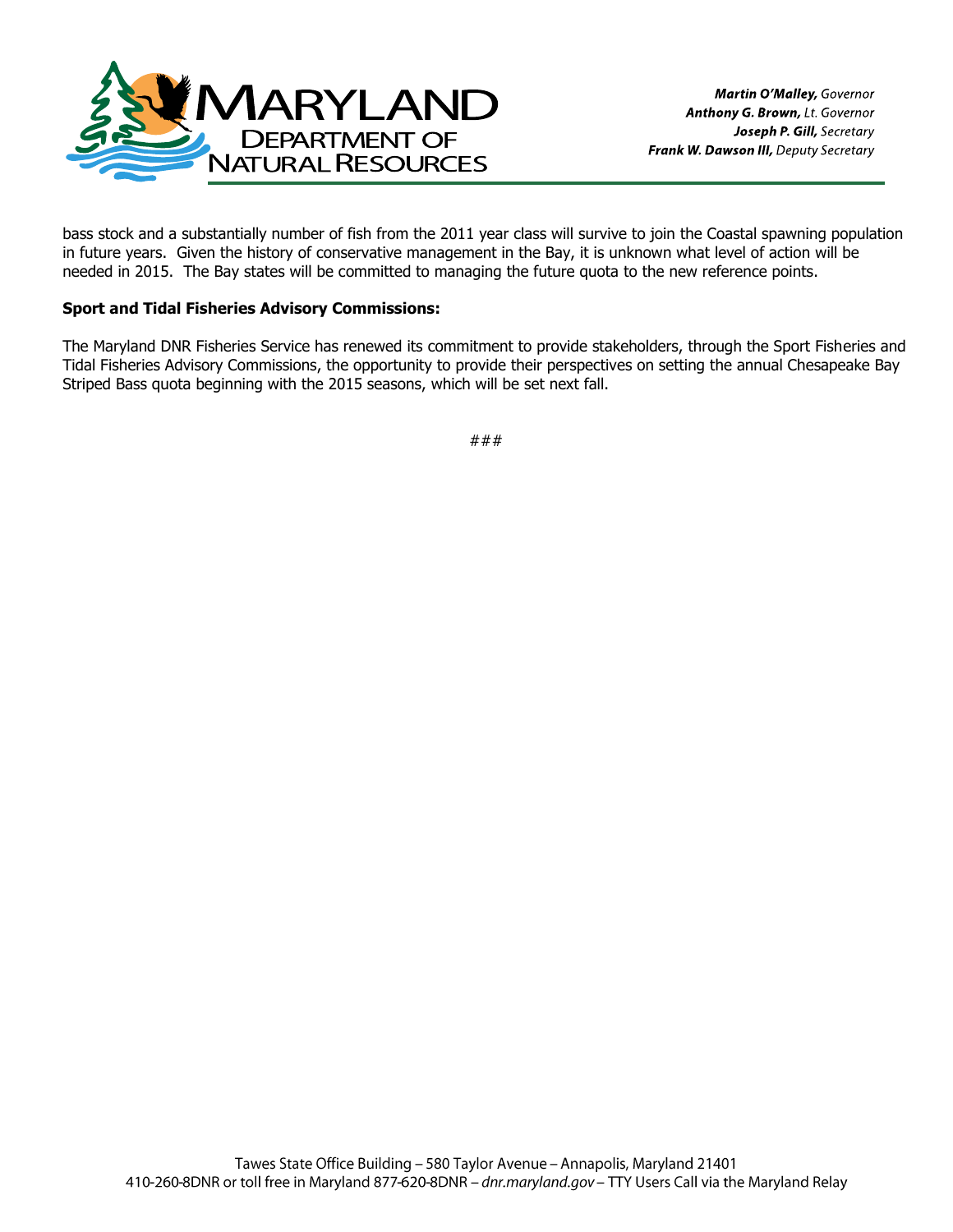bass stock and a substantially number of fish from the 2011 year class will survive to join the Coastal spawning population in future years. Given the history of conservative management in the Bay, it is unknown what level of action will be needed in 2015. The Bay states will be committed to managing the future quota to the new reference points.

**Sport and Tidal Fisheries Advisory Commissions:**

The Maryland DNR Fisheries Service has renewed its commitment to provide stakeholders, through the Sport Fisheries and Tidal Fisheries Advisory Commissions, the opportunity to provide their perspectives on setting the annual Chesapeake Bay Striped Bass quota beginning with the 2015 seasons, which will be set next fall.

###